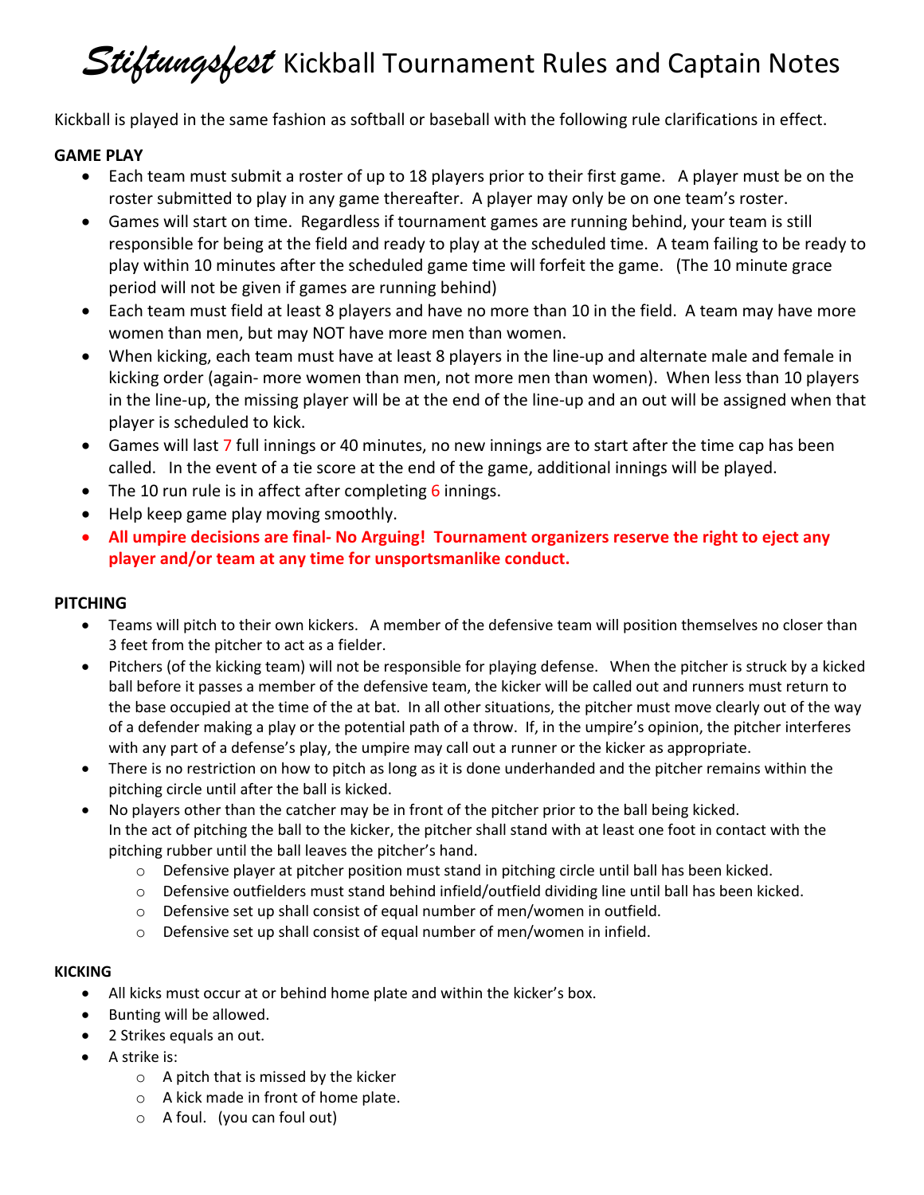# *Stiftungsfest* Kickball Tournament Rules and Captain Notes

Kickball is played in the same fashion as softball or baseball with the following rule clarifications in effect.

**GAME PLAY**

- Each team must submit a roster of up to 18 players prior to their first game. A player must be on the roster submitted to play in any game thereafter. A player may only be on one team's roster.
- Games will start on time. Regardless if tournament games are running behind, your team is still responsible for being at the field and ready to play at the scheduled time. A team failing to be ready to play within 10 minutes after the scheduled game time will forfeit the game. (The 10 minute grace period will not be given if games are running behind)
- Each team must field at least 8 players and have no more than 10 in the field. A team may have more women than men, but may NOT have more men than women.
- When kicking, each team must have at least 8 players in the line-up and alternate male and female in kicking order (again- more women than men, not more men than women). When less than 10 players in the line-up, the missing player will be at the end of the line-up and an out will be assigned when that player is scheduled to kick.
- Games will last 7 full innings or 40 minutes, no new innings are to start after the time cap has been called. In the event of a tie score at the end of the game, additional innings will be played.
- The 10 run rule is in affect after completing 6 innings.
- Help keep game play moving smoothly.
- **All umpire decisions are final- No Arguing! Tournament organizers reserve the right to eject any player and/or team at any time for unsportsmanlike conduct.**

**PITCHING**

- Teams will pitch to their own kickers. A member of the defensive team will position themselves no closer than 3 feet from the pitcher to act as a fielder.
- Pitchers (of the kicking team) will not be responsible for playing defense. When the pitcher is struck by a kicked ball before it passes a member of the defensive team, the kicker will be called out and runners must return to the base occupied at the time of the at bat. In all other situations, the pitcher must move clearly out of the way of a defender making a play or the potential path of a throw. If, in the umpire's opinion, the pitcher interferes with any part of a defense's play, the umpire may call out a runner or the kicker as appropriate.
- There is no restriction on how to pitch as long as it is done underhanded and the pitcher remains within the pitching circle until after the ball is kicked.
- No players other than the catcher may be in front of the pitcher prior to the ball being kicked. In the act of pitching the ball to the kicker, the pitcher shall stand with at least one foot in contact with the pitching rubber until the ball leaves the pitcher's hand.
  - Defensive player at pitcher position must stand in pitching circle until ball has been kicked.
  - Defensive outfielders must stand behind infield/outfield dividing line until ball has been kicked.
  - Defensive set up shall consist of equal number of men/women in outfield.
  - Defensive set up shall consist of equal number of men/women in infield.

**KICKING**

- All kicks must occur at or behind home plate and within the kicker's box.
- Bunting will be allowed.
- 2 Strikes equals an out.
- A strike is:
  - A pitch that is missed by the kicker
  - A kick made in front of home plate.
  - A foul. (you can foul out)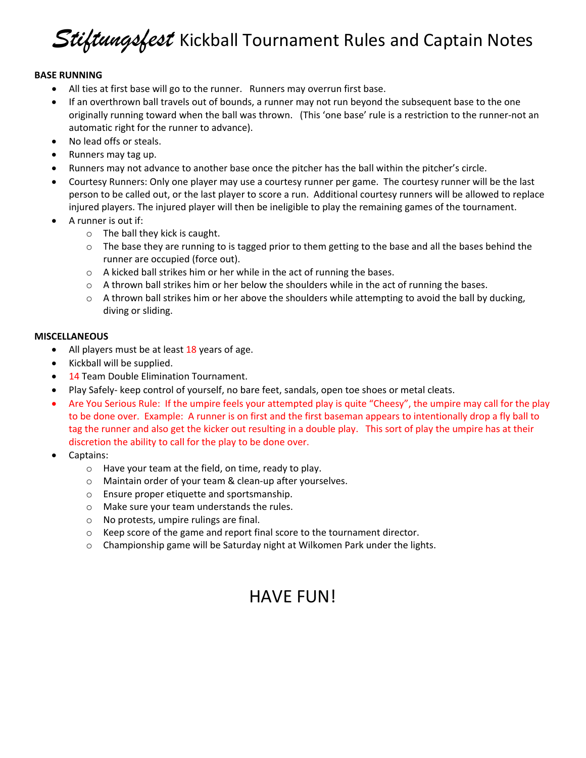# *Stiftungsfest* Kickball Tournament Rules and Captain Notes

**BASE RUNNING**

- All ties at first base will go to the runner. Runners may overrun first base.
- If an overthrown ball travels out of bounds, a runner may not run beyond the subsequent base to the one originally running toward when the ball was thrown. (This 'one base' rule is a restriction to the runner-not an automatic right for the runner to advance).
- No lead offs or steals.
- Runners may tag up.
- Runners may not advance to another base once the pitcher has the ball within the pitcher's circle.
- Courtesy Runners: Only one player may use a courtesy runner per game. The courtesy runner will be the last person to be called out, or the last player to score a run. Additional courtesy runners will be allowed to replace injured players. The injured player will then be ineligible to play the remaining games of the tournament.
- A runner is out if:
  - The ball they kick is caught.
  - The base they are running to is tagged prior to them getting to the base and all the bases behind the runner are occupied (force out).
  - A kicked ball strikes him or her while in the act of running the bases.
  - A thrown ball strikes him or her below the shoulders while in the act of running the bases.
  - A thrown ball strikes him or her above the shoulders while attempting to avoid the ball by ducking, diving or sliding.

**MISCELLANEOUS**

- All players must be at least 18 years of age.
- Kickball will be supplied.
- 14 Team Double Elimination Tournament.
- Play Safely- keep control of yourself, no bare feet, sandals, open toe shoes or metal cleats.
- Are You Serious Rule: If the umpire feels your attempted play is quite "Cheesy", the umpire may call for the play to be done over. Example: A runner is on first and the first baseman appears to intentionally drop a fly ball to tag the runner and also get the kicker out resulting in a double play. This sort of play the umpire has at their discretion the ability to call for the play to be done over.
- Captains:
  - Have your team at the field, on time, ready to play.
  - Maintain order of your team & clean-up after yourselves.
  - Ensure proper etiquette and sportsmanship.
  - Make sure your team understands the rules.
  - No protests, umpire rulings are final.
  - Keep score of the game and report final score to the tournament director.
  - Championship game will be Saturday night at Wilkomen Park under the lights.

# HAVE FUN!